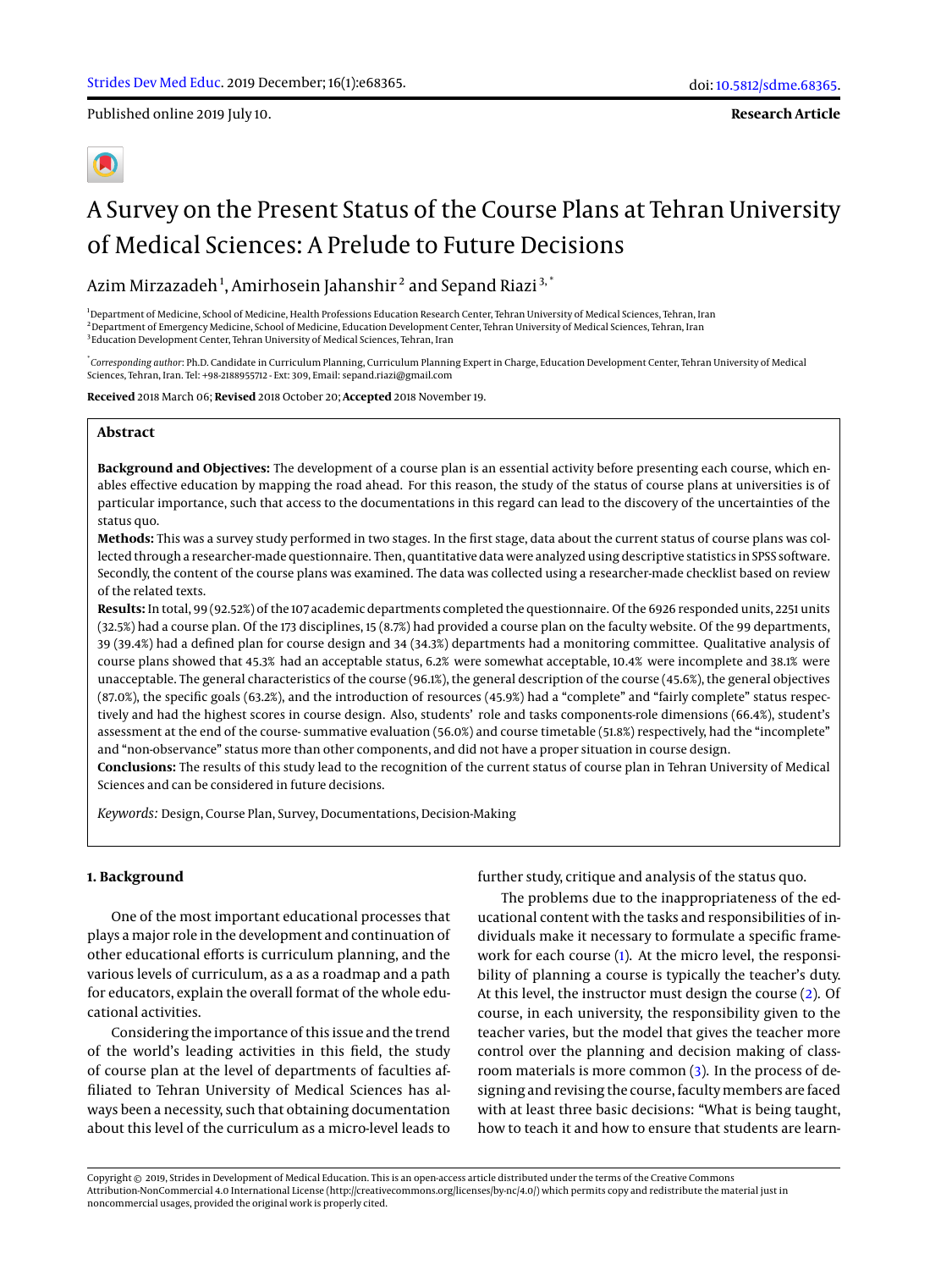Published online 2019 July 10.

**Research Article**

# A Survey on the Present Status of the Course Plans at Tehran University of Medical Sciences: A Prelude to Future Decisions

Azim Mirzazadeh [1], Amirhosein Jahanshir [2] and Sepand Riazi [3,*]

[1] Department of Medicine, School of Medicine, Health Professions Education Research Center, Tehran University of Medical Sciences, Tehran, Iran
[2] Department of Emergency Medicine, School of Medicine, Education Development Center, Tehran University of Medical Sciences, Tehran, Iran
[3] Education Development Center, Tehran University of Medical Sciences, Tehran, Iran

[*] *Corresponding author*: Ph.D. Candidate in Curriculum Planning, Curriculum Planning Expert in Charge, Education Development Center, Tehran University of Medical Sciences, Tehran, Iran. Tel: +98-2188955712 - Ext: 309, Email: sepand.riazi@gmail.com

**Received** 2018 March 06; **Revised** 2018 October 20; **Accepted** 2018 November 19.

## Abstract

**Background and Objectives:** The development of a course plan is an essential activity before presenting each course, which enables effective education by mapping the road ahead. For this reason, the study of the status of course plans at universities is of particular importance, such that access to the documentations in this regard can lead to the discovery of the uncertainties of the status quo.

**Methods:** This was a survey study performed in two stages. In the first stage, data about the current status of course plans was collected through a researcher-made questionnaire. Then, quantitative data were analyzed using descriptive statistics in SPSS software. Secondly, the content of the course plans was examined. The data was collected using a researcher-made checklist based on review of the related texts.

**Results:** In total, 99 (92.52%) of the 107 academic departments completed the questionnaire. Of the 6926 responded units, 2251 units (32.5%) had a course plan. Of the 173 disciplines, 15 (8.7%) had provided a course plan on the faculty website. Of the 99 departments, 39 (39.4%) had a defined plan for course design and 34 (34.3%) departments had a monitoring committee. Qualitative analysis of course plans showed that 45.3% had an acceptable status, 6.2% were somewhat acceptable, 10.4% were incomplete and 38.1% were unacceptable. The general characteristics of the course (96.1%), the general description of the course (45.6%), the general objectives (87.0%), the specific goals (63.2%), and the introduction of resources (45.9%) had a "complete" and "fairly complete" status respectively and had the highest scores in course design. Also, students' role and tasks components-role dimensions (66.4%), student's assessment at the end of the course- summative evaluation (56.0%) and course timetable (51.8%) respectively, had the "incomplete" and "non-observance" status more than other components, and did not have a proper situation in course design.

**Conclusions:** The results of this study lead to the recognition of the current status of course plan in Tehran University of Medical Sciences and can be considered in future decisions.

*Keywords:* Design, Course Plan, Survey, Documentations, Decision-Making

## 1. Background

One of the most important educational processes that plays a major role in the development and continuation of other educational efforts is curriculum planning, and the various levels of curriculum, as a as a roadmap and a path for educators, explain the overall format of the whole educational activities.

Considering the importance of this issue and the trend of the world's leading activities in this field, the study of course plan at the level of departments of faculties affiliated to Tehran University of Medical Sciences has always been a necessity, such that obtaining documentation about this level of the curriculum as a micro-level leads to further study, critique and analysis of the status quo.

The problems due to the inappropriateness of the educational content with the tasks and responsibilities of individuals make it necessary to formulate a specific framework for each course (1). At the micro level, the responsibility of planning a course is typically the teacher's duty. At this level, the instructor must design the course (2). Of course, in each university, the responsibility given to the teacher varies, but the model that gives the teacher more control over the planning and decision making of classroom materials is more common (3). In the process of designing and revising the course, faculty members are faced with at least three basic decisions: "What is being taught, how to teach it and how to ensure that students are learn-

Copyright © 2019, Strides in Development of Medical Education. This is an open-access article distributed under the terms of the Creative Commons Attribution-NonCommercial 4.0 International License (http://creativecommons.org/licenses/by-nc/4.0/) which permits copy and redistribute the material just in noncommercial usages, provided the original work is properly cited.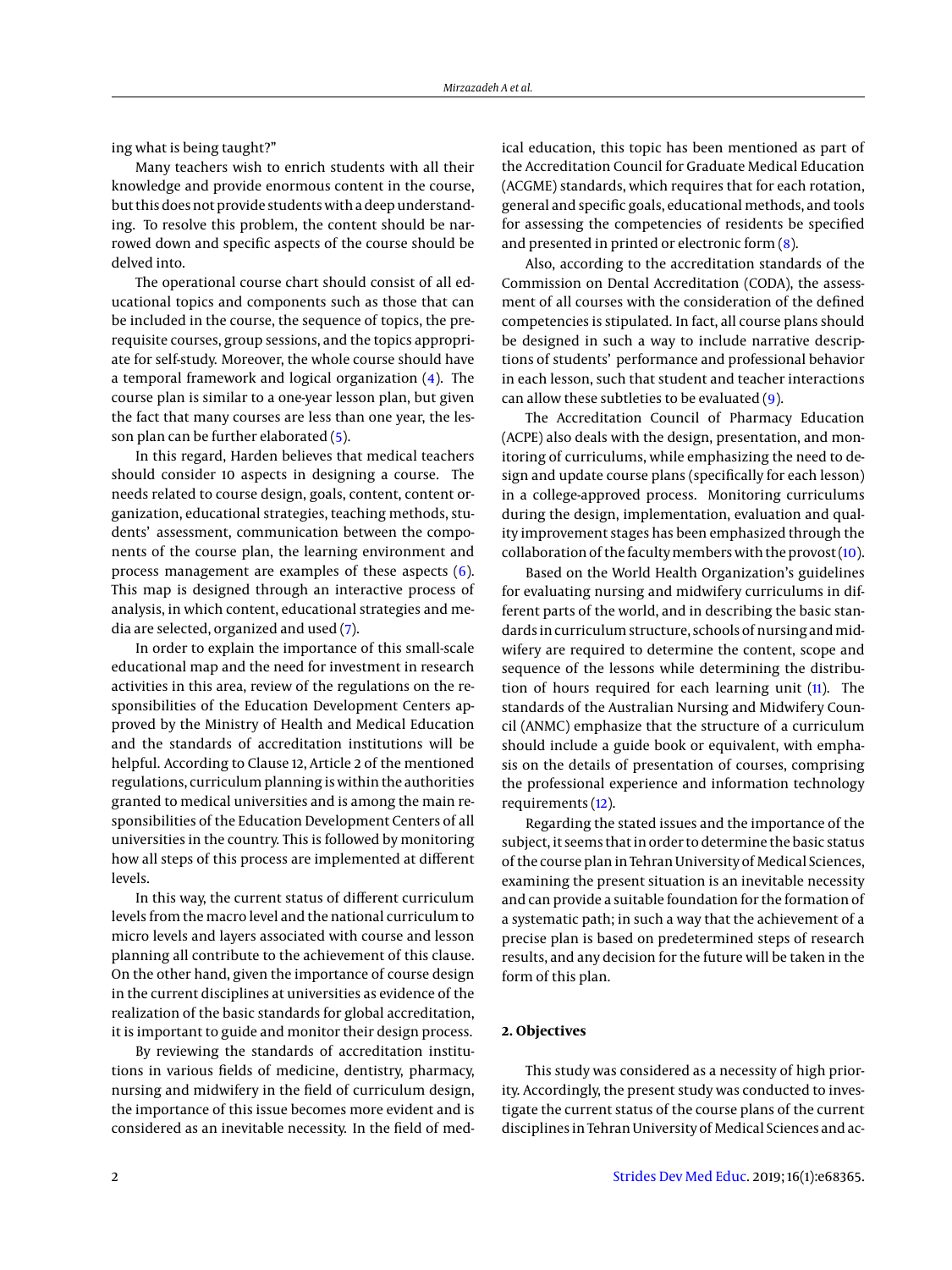ing what is being taught?"

Many teachers wish to enrich students with all their knowledge and provide enormous content in the course, but this does not provide students with a deep understanding. To resolve this problem, the content should be narrowed down and specific aspects of the course should be delved into.

The operational course chart should consist of all educational topics and components such as those that can be included in the course, the sequence of topics, the prerequisite courses, group sessions, and the topics appropriate for self-study. Moreover, the whole course should have a temporal framework and logical organization (4). The course plan is similar to a one-year lesson plan, but given the fact that many courses are less than one year, the lesson plan can be further elaborated (5).

In this regard, Harden believes that medical teachers should consider 10 aspects in designing a course. The needs related to course design, goals, content, content organization, educational strategies, teaching methods, students' assessment, communication between the components of the course plan, the learning environment and process management are examples of these aspects (6). This map is designed through an interactive process of analysis, in which content, educational strategies and media are selected, organized and used (7).

In order to explain the importance of this small-scale educational map and the need for investment in research activities in this area, review of the regulations on the responsibilities of the Education Development Centers approved by the Ministry of Health and Medical Education and the standards of accreditation institutions will be helpful. According to Clause 12, Article 2 of the mentioned regulations, curriculum planning is within the authorities granted to medical universities and is among the main responsibilities of the Education Development Centers of all universities in the country. This is followed by monitoring how all steps of this process are implemented at different levels.

In this way, the current status of different curriculum levels from the macro level and the national curriculum to micro levels and layers associated with course and lesson planning all contribute to the achievement of this clause. On the other hand, given the importance of course design in the current disciplines at universities as evidence of the realization of the basic standards for global accreditation, it is important to guide and monitor their design process.

By reviewing the standards of accreditation institutions in various fields of medicine, dentistry, pharmacy, nursing and midwifery in the field of curriculum design, the importance of this issue becomes more evident and is considered as an inevitable necessity. In the field of medical education, this topic has been mentioned as part of the Accreditation Council for Graduate Medical Education (ACGME) standards, which requires that for each rotation, general and specific goals, educational methods, and tools for assessing the competencies of residents be specified and presented in printed or electronic form (8).

Also, according to the accreditation standards of the Commission on Dental Accreditation (CODA), the assessment of all courses with the consideration of the defined competencies is stipulated. In fact, all course plans should be designed in such a way to include narrative descriptions of students' performance and professional behavior in each lesson, such that student and teacher interactions can allow these subtleties to be evaluated (9).

The Accreditation Council of Pharmacy Education (ACPE) also deals with the design, presentation, and monitoring of curriculums, while emphasizing the need to design and update course plans (specifically for each lesson) in a college-approved process. Monitoring curriculums during the design, implementation, evaluation and quality improvement stages has been emphasized through the collaboration of the faculty members with the provost (10).

Based on the World Health Organization's guidelines for evaluating nursing and midwifery curriculums in different parts of the world, and in describing the basic standards in curriculum structure, schools of nursing and midwifery are required to determine the content, scope and sequence of the lessons while determining the distribution of hours required for each learning unit (11). The standards of the Australian Nursing and Midwifery Council (ANMC) emphasize that the structure of a curriculum should include a guide book or equivalent, with emphasis on the details of presentation of courses, comprising the professional experience and information technology requirements (12).

Regarding the stated issues and the importance of the subject, it seems that in order to determine the basic status of the course plan in Tehran University of Medical Sciences, examining the present situation is an inevitable necessity and can provide a suitable foundation for the formation of a systematic path; in such a way that the achievement of a precise plan is based on predetermined steps of research results, and any decision for the future will be taken in the form of this plan.

## 2. Objectives

This study was considered as a necessity of high priority. Accordingly, the present study was conducted to investigate the current status of the course plans of the current disciplines in Tehran University of Medical Sciences and ac-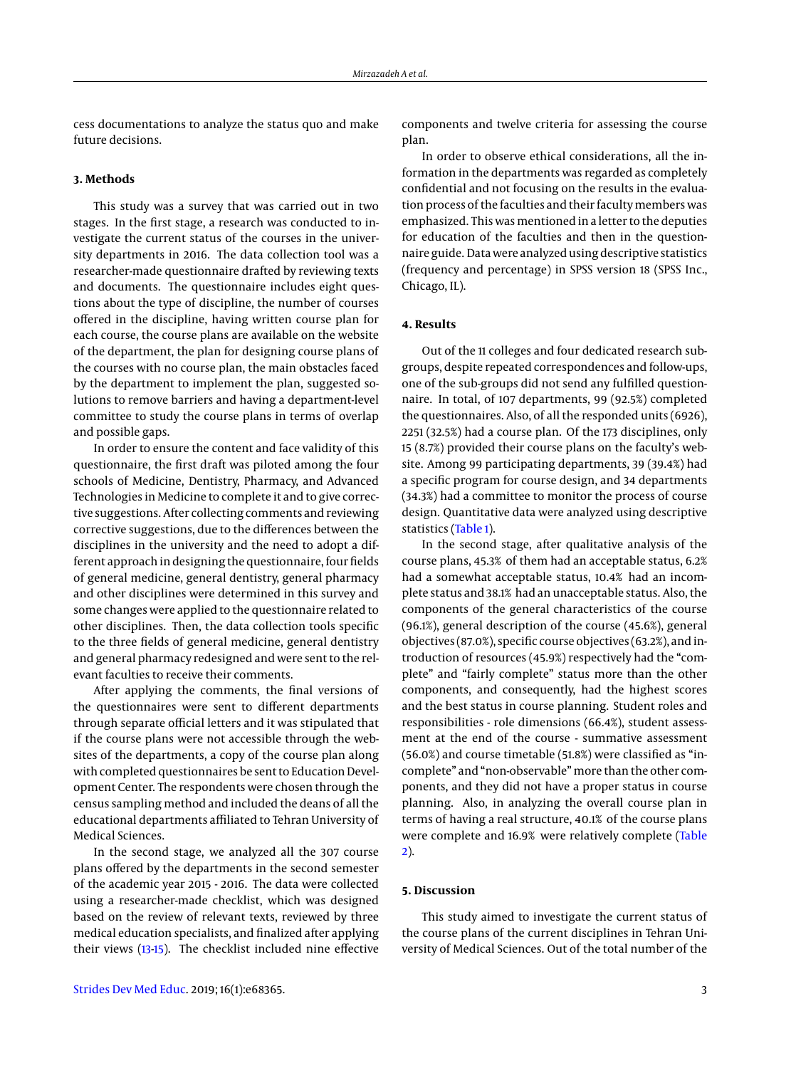cess documentations to analyze the status quo and make future decisions.

### 3. Methods

This study was a survey that was carried out in two stages. In the first stage, a research was conducted to investigate the current status of the courses in the university departments in 2016. The data collection tool was a researcher-made questionnaire drafted by reviewing texts and documents. The questionnaire includes eight questions about the type of discipline, the number of courses offered in the discipline, having written course plan for each course, the course plans are available on the website of the department, the plan for designing course plans of the courses with no course plan, the main obstacles faced by the department to implement the plan, suggested solutions to remove barriers and having a department-level committee to study the course plans in terms of overlap and possible gaps.

In order to ensure the content and face validity of this questionnaire, the first draft was piloted among the four schools of Medicine, Dentistry, Pharmacy, and Advanced Technologies in Medicine to complete it and to give corrective suggestions. After collecting comments and reviewing corrective suggestions, due to the differences between the disciplines in the university and the need to adopt a different approach in designing the questionnaire, four fields of general medicine, general dentistry, general pharmacy and other disciplines were determined in this survey and some changes were applied to the questionnaire related to other disciplines. Then, the data collection tools specific to the three fields of general medicine, general dentistry and general pharmacy redesigned and were sent to the relevant faculties to receive their comments.

After applying the comments, the final versions of the questionnaires were sent to different departments through separate official letters and it was stipulated that if the course plans were not accessible through the websites of the departments, a copy of the course plan along with completed questionnaires be sent to Education Development Center. The respondents were chosen through the census sampling method and included the deans of all the educational departments affiliated to Tehran University of Medical Sciences.

In the second stage, we analyzed all the 307 course plans offered by the departments in the second semester of the academic year 2015 - 2016. The data were collected using a researcher-made checklist, which was designed based on the review of relevant texts, reviewed by three medical education specialists, and finalized after applying their views (13-15). The checklist included nine effective components and twelve criteria for assessing the course plan.

In order to observe ethical considerations, all the information in the departments was regarded as completely confidential and not focusing on the results in the evaluation process of the faculties and their faculty members was emphasized. This was mentioned in a letter to the deputies for education of the faculties and then in the questionnaire guide. Data were analyzed using descriptive statistics (frequency and percentage) in SPSS version 18 (SPSS Inc., Chicago, IL).

### 4. Results

Out of the 11 colleges and four dedicated research subgroups, despite repeated correspondences and follow-ups, one of the sub-groups did not send any fulfilled questionnaire. In total, of 107 departments, 99 (92.5%) completed the questionnaires. Also, of all the responded units (6926), 2251 (32.5%) had a course plan. Of the 173 disciplines, only 15 (8.7%) provided their course plans on the faculty's website. Among 99 participating departments, 39 (39.4%) had a specific program for course design, and 34 departments (34.3%) had a committee to monitor the process of course design. Quantitative data were analyzed using descriptive statistics (Table 1).

In the second stage, after qualitative analysis of the course plans, 45.3% of them had an acceptable status, 6.2% had a somewhat acceptable status, 10.4% had an incomplete status and 38.1% had an unacceptable status. Also, the components of the general characteristics of the course (96.1%), general description of the course (45.6%), general objectives (87.0%), specific course objectives (63.2%), and introduction of resources (45.9%) respectively had the "complete" and "fairly complete" status more than the other components, and consequently, had the highest scores and the best status in course planning. Student roles and responsibilities - role dimensions (66.4%), student assessment at the end of the course - summative assessment (56.0%) and course timetable (51.8%) were classified as "incomplete" and "non-observable" more than the other components, and they did not have a proper status in course planning. Also, in analyzing the overall course plan in terms of having a real structure, 40.1% of the course plans were complete and 16.9% were relatively complete (Table 2).

### 5. Discussion

This study aimed to investigate the current status of the course plans of the current disciplines in Tehran University of Medical Sciences. Out of the total number of the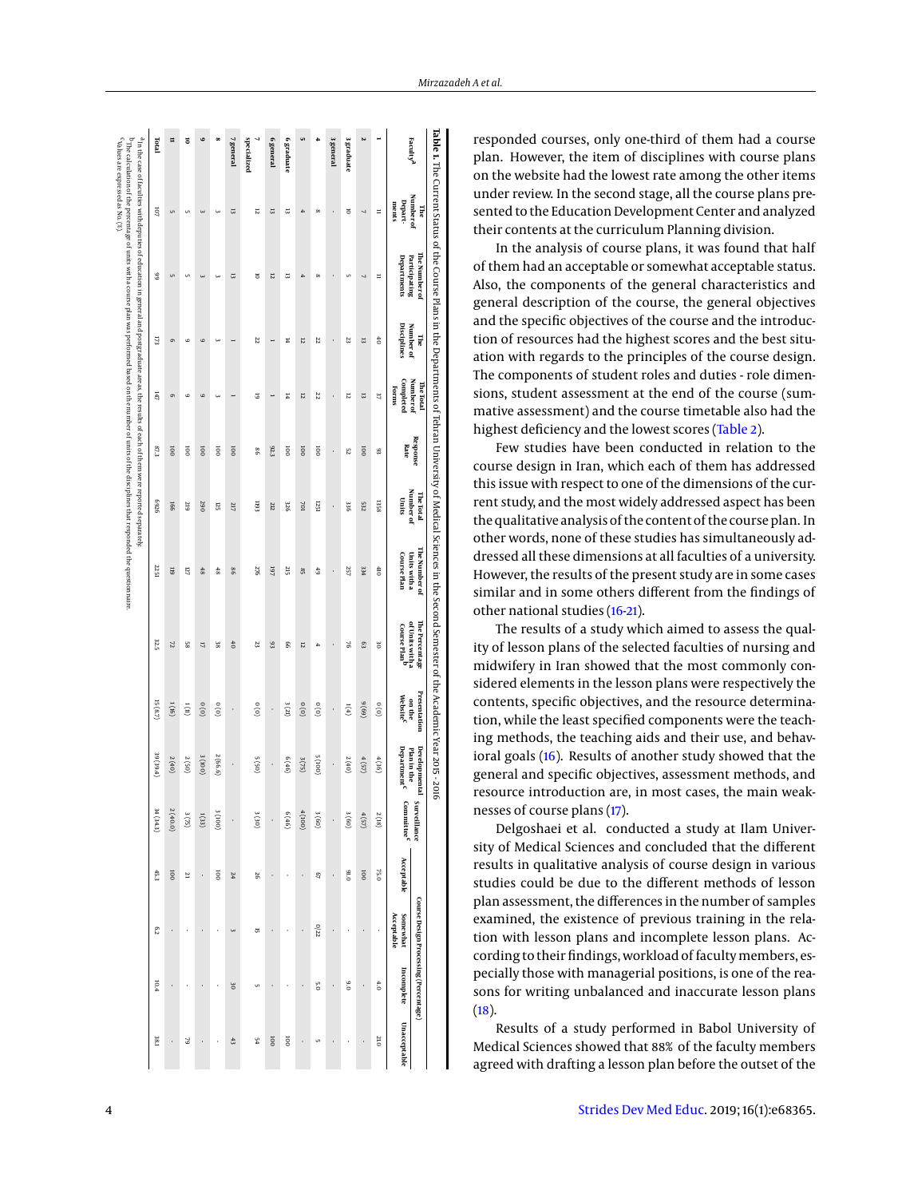**Table 1.** The Current Status of the Course Plans in the Departments of Tehran University of Medical Sciences in the Second Semester of the Academic Year 2015 - 2016

| Faculty[a] | The Number of Departments | The Number of Participating Departments | The Number of Disciplines | The Total Number of Completed Forms | Response Rate | The Total Number of Units | The Number of Units with a Course Plan | The Percentage of Units with a Course Plan[b] | Presentation on the Website[c] | Developmental Plan in the Department[c] | Surveillance Committee[c] | Course Design Processing (Percentage) | | | |
|---|---|---|---|---|---|---|---|---|---|---|---|---|---|---|---|
| | | | | | | | | | | | | Acceptable | Somewhat Acceptable | Incomplete | Unacceptable |
| 1 | 11 | 11 | 40 | 37 | 93 | 1358 | 410 | 30 | 0 (0) | 4 (36) | 2 (18) | 75.0 | - | 4.0 | 21.0 |
| 2 | 7 | 7 | 13 | 13 | 100 | 532 | 334 | 63 | 9 (69) | 4 (57) | 4 (57) | 100 | - | - | - |
| 3 graduate | 10 | 5 | 23 | 12 | 52 | 336 | 257 | 76 | 1 (4) | 2 (40) | 3 (60) | 91.0 | - | 9.0 | - |
| 3 general | - | - | - | - | - | - | - | - | - | - | - | - | - | - | - |
| 4 | 8 | 8 | 22 | 22 | 100 | 1251 | 49 | 4 | 0 (0) | 5 (100) | 3 (60) | 67 | 0.22 | 5.0 | 5 |
| 5 | 4 | 4 | 12 | 12 | 100 | 701 | 85 | 12 | 0 (0) | 3 (75) | 4 (100) | - | - | - | - |
| 6 graduate | 13 | 13 | 14 | 14 | 100 | 326 | 215 | 66 | 3 (21) | 6 (46) | 6 (46) | - | - | - | - |
| 6 general | 13 | 12 | 1 | 1 | 92.3 | 212 | 197 | 93 | - | - | - | - | - | - | 100 |
| 7 specialized | 12 | 10 | 22 | 19 | 86 | 1193 | 276 | 23 | 0 (0) | 5 (50) | 3 (30) | 26 | 15 | 5 | 54 |
| 7 general | 13 | 13 | 1 | 1 | 100 | 217 | 86 | 40 | - | - | - | 24 | 3 | 30 | 43 |
| 8 | 3 | 3 | 3 | 3 | 100 | 125 | 48 | 38 | 0 (0) | 2 (66.6) | 3 (100) | 100 | - | - | - |
| 9 | 3 | 3 | 9 | 9 | 100 | 290 | 48 | 17 | 0 (0) | 3 (100) | 1 (33) | - | - | - | - |
| 10 | 5 | 5 | 9 | 9 | 100 | 219 | 127 | 58 | 1 (11) | 2 (50) | 3 (75) | 21 | - | - | 79 |
| 11 | 5 | 5 | 6 | 6 | 100 | 166 | 119 | 72 | 1 (16) | 2 (40.0) | 2 (40.0) | 100 | - | - | - |
| Total | 107 | 99 | 173 | 147 | 87.3 | 6926 | 2251 | 32.5 | 15 (8.7) | 39 (39.4) | 34 (34.3) | 45.3 | 6.2 | 10.4 | 38.1 |

[a] In the case of faculties with deputies of education in general and postgraduate areas, the results of each of them were reported separately.
[b] The calculation of the percentage of units with a course plan was performed based on the number of units of the disciplines that responded the questionnaire.
[c] Values are expressed as No. (%).

responded courses, only one-third of them had a course plan. However, the item of disciplines with course plans on the website had the lowest rate among the other items under review. In the second stage, all the course plans presented to the Education Development Center and analyzed their contents at the curriculum Planning division.

In the analysis of course plans, it was found that half of them had an acceptable or somewhat acceptable status. Also, the components of the general characteristics and general description of the course, the general objectives and the specific objectives of the course and the introduction of resources had the highest scores and the best situation with regards to the principles of the course design. The components of student roles and duties - role dimensions, student assessment at the end of the course (summative assessment) and the course timetable also had the highest deficiency and the lowest scores (Table 2).

Few studies have been conducted in relation to the course design in Iran, which each of them has addressed this issue with respect to one of the dimensions of the current study, and the most widely addressed aspect has been the qualitative analysis of the content of the course plan. In other words, none of these studies has simultaneously addressed all these dimensions at all faculties of a university. However, the results of the present study are in some cases similar and in some others different from the findings of other national studies (16-21).

The results of a study which aimed to assess the quality of lesson plans of the selected faculties of nursing and midwifery in Iran showed that the most commonly considered elements in the lesson plans were respectively the contents, specific objectives, and the resource determination, while the least specified components were the teaching methods, the teaching aids and their use, and behavioral goals (16). Results of another study showed that the general and specific objectives, assessment methods, and resource introduction are, in most cases, the main weaknesses of course plans (17).

Delgoshaei et al. conducted a study at Ilam University of Medical Sciences and concluded that the different results in qualitative analysis of course design in various studies could be due to the different methods of lesson plan assessment, the differences in the number of samples examined, the existence of previous training in the relation with lesson plans and incomplete lesson plans. According to their findings, workload of faculty members, especially those with managerial positions, is one of the reasons for writing unbalanced and inaccurate lesson plans (18).

Results of a study performed in Babol University of Medical Sciences showed that 88% of the faculty members agreed with drafting a lesson plan before the outset of the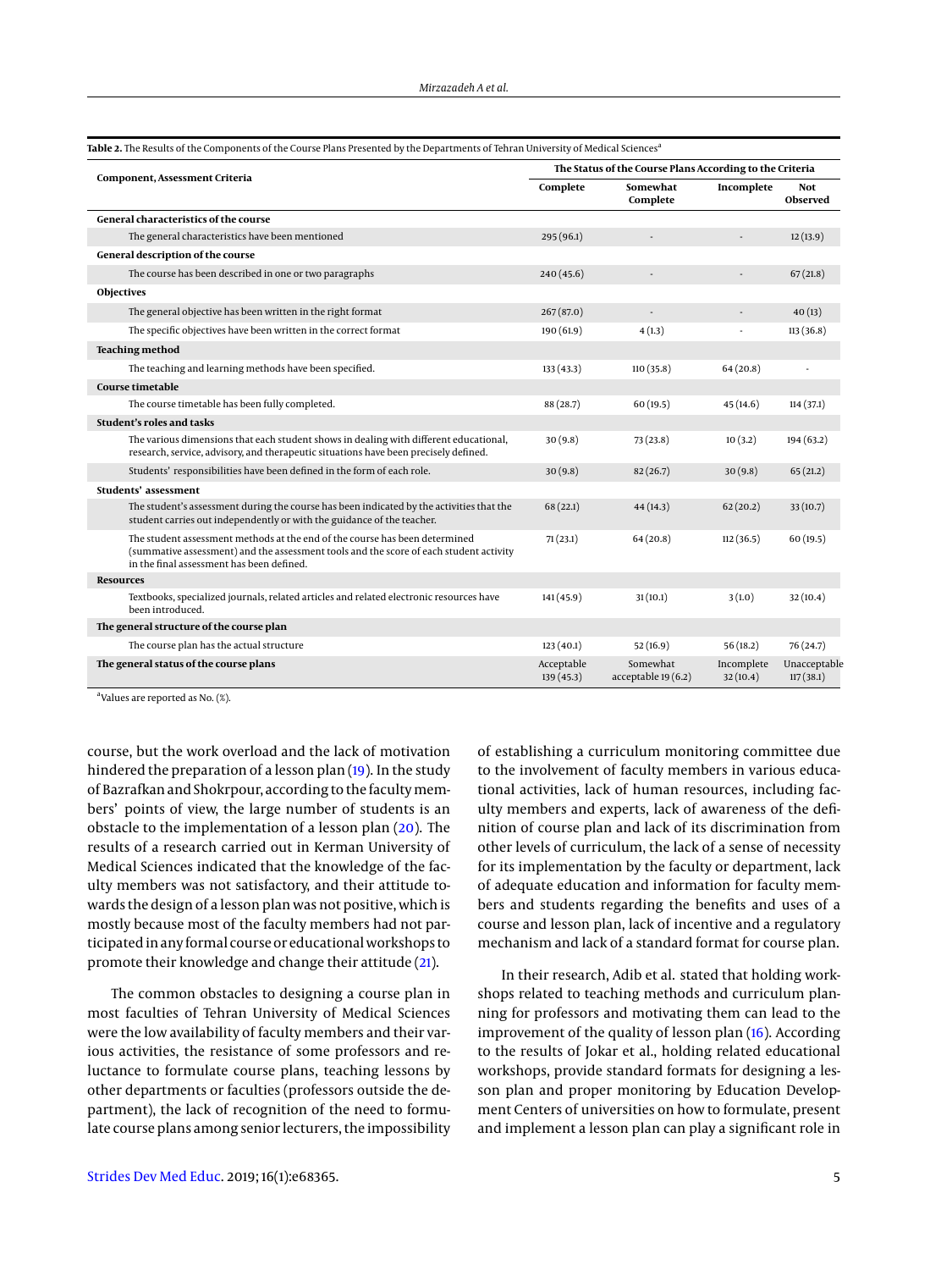**Table 2.** The Results of the Components of the Course Plans Presented by the Departments of Tehran University of Medical Sciences[a]

| Component, Assessment Criteria | The Status of the Course Plans According to the Criteria | | | |
|---|---|---|---|---|
| | Complete | Somewhat Complete | Incomplete | Not Observed |
| **General characteristics of the course** | | | | |
| The general characteristics have been mentioned | 295 (96.1) | - | - | 12 (13.9) |
| **General description of the course** | | | | |
| The course has been described in one or two paragraphs | 240 (45.6) | - | - | 67 (21.8) |
| **Objectives** | | | | |
| The general objective has been written in the right format | 267 (87.0) | - | - | 40 (13) |
| The specific objectives have been written in the correct format | 190 (61.9) | 4 (1.3) | - | 113 (36.8) |
| **Teaching method** | | | | |
| The teaching and learning methods have been specified. | 133 (43.3) | 110 (35.8) | 64 (20.8) | - |
| **Course timetable** | | | | |
| The course timetable has been fully completed. | 88 (28.7) | 60 (19.5) | 45 (14.6) | 114 (37.1) |
| **Student's roles and tasks** | | | | |
| The various dimensions that each student shows in dealing with different educational, research, service, advisory, and therapeutic situations have been precisely defined. | 30 (9.8) | 73 (23.8) | 10 (3.2) | 194 (63.2) |
| Students' responsibilities have been defined in the form of each role. | 30 (9.8) | 82 (26.7) | 30 (9.8) | 65 (21.2) |
| **Students' assessment** | | | | |
| The student's assessment during the course has been indicated by the activities that the student carries out independently or with the guidance of the teacher. | 68 (22.1) | 44 (14.3) | 62 (20.2) | 33 (10.7) |
| The student assessment methods at the end of the course has been determined (summative assessment) and the assessment tools and the score of each student activity in the final assessment has been defined. | 71 (23.1) | 64 (20.8) | 112 (36.5) | 60 (19.5) |
| **Resources** | | | | |
| Textbooks, specialized journals, related articles and related electronic resources have been introduced. | 141 (45.9) | 31 (10.1) | 3 (1.0) | 32 (10.4) |
| **The general structure of the course plan** | | | | |
| The course plan has the actual structure | 123 (40.1) | 52 (16.9) | 56 (18.2) | 76 (24.7) |
| **The general status of the course plans** | Acceptable 139 (45.3) | Somewhat acceptable 19 (6.2) | Incomplete 32 (10.4) | Unacceptable 117 (38.1) |

[a] Values are reported as No. (%).

course, but the work overload and the lack of motivation hindered the preparation of a lesson plan (19). In the study of Bazrafkan and Shokrpour, according to the faculty members' points of view, the large number of students is an obstacle to the implementation of a lesson plan (20). The results of a research carried out in Kerman University of Medical Sciences indicated that the knowledge of the faculty members was not satisfactory, and their attitude towards the design of a lesson plan was not positive, which is mostly because most of the faculty members had not participated in any formal course or educational workshops to promote their knowledge and change their attitude (21).

The common obstacles to designing a course plan in most faculties of Tehran University of Medical Sciences were the low availability of faculty members and their various activities, the resistance of some professors and reluctance to formulate course plans, teaching lessons by other departments or faculties (professors outside the department), the lack of recognition of the need to formulate course plans among senior lecturers, the impossibility of establishing a curriculum monitoring committee due to the involvement of faculty members in various educational activities, lack of human resources, including faculty members and experts, lack of awareness of the definition of course plan and lack of its discrimination from other levels of curriculum, the lack of a sense of necessity for its implementation by the faculty or department, lack of adequate education and information for faculty members and students regarding the benefits and uses of a course and lesson plan, lack of incentive and a regulatory mechanism and lack of a standard format for course plan.

In their research, Adib et al. stated that holding workshops related to teaching methods and curriculum planning for professors and motivating them can lead to the improvement of the quality of lesson plan (16). According to the results of Jokar et al., holding related educational workshops, provide standard formats for designing a lesson plan and proper monitoring by Education Development Centers of universities on how to formulate, present and implement a lesson plan can play a significant role in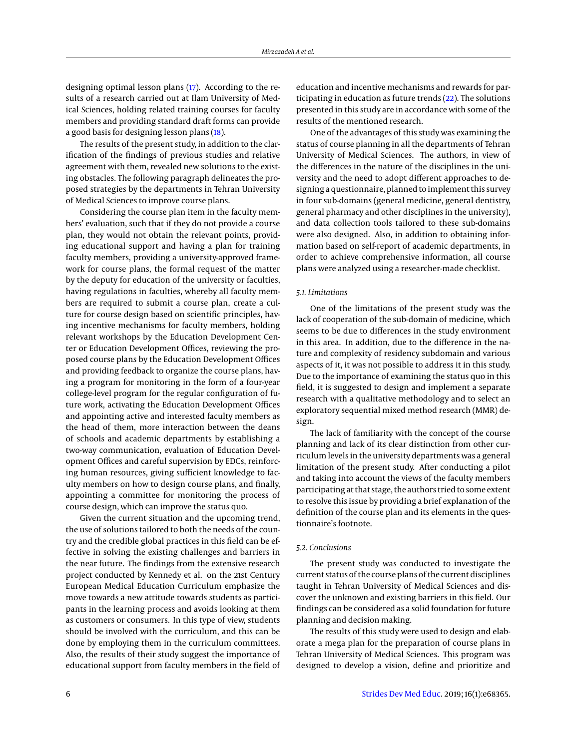designing optimal lesson plans (17). According to the results of a research carried out at Ilam University of Medical Sciences, holding related training courses for faculty members and providing standard draft forms can provide a good basis for designing lesson plans (18).

The results of the present study, in addition to the clarification of the findings of previous studies and relative agreement with them, revealed new solutions to the existing obstacles. The following paragraph delineates the proposed strategies by the departments in Tehran University of Medical Sciences to improve course plans.

Considering the course plan item in the faculty members' evaluation, such that if they do not provide a course plan, they would not obtain the relevant points, providing educational support and having a plan for training faculty members, providing a university-approved framework for course plans, the formal request of the matter by the deputy for education of the university or faculties, having regulations in faculties, whereby all faculty members are required to submit a course plan, create a culture for course design based on scientific principles, having incentive mechanisms for faculty members, holding relevant workshops by the Education Development Center or Education Development Offices, reviewing the proposed course plans by the Education Development Offices and providing feedback to organize the course plans, having a program for monitoring in the form of a four-year college-level program for the regular configuration of future work, activating the Education Development Offices and appointing active and interested faculty members as the head of them, more interaction between the deans of schools and academic departments by establishing a two-way communication, evaluation of Education Development Offices and careful supervision by EDCs, reinforcing human resources, giving sufficient knowledge to faculty members on how to design course plans, and finally, appointing a committee for monitoring the process of course design, which can improve the status quo.

Given the current situation and the upcoming trend, the use of solutions tailored to both the needs of the country and the credible global practices in this field can be effective in solving the existing challenges and barriers in the near future. The findings from the extensive research project conducted by Kennedy et al. on the 21st Century European Medical Education Curriculum emphasize the move towards a new attitude towards students as participants in the learning process and avoids looking at them as customers or consumers. In this type of view, students should be involved with the curriculum, and this can be done by employing them in the curriculum committees. Also, the results of their study suggest the importance of educational support from faculty members in the field of education and incentive mechanisms and rewards for participating in education as future trends (22). The solutions presented in this study are in accordance with some of the results of the mentioned research.

One of the advantages of this study was examining the status of course planning in all the departments of Tehran University of Medical Sciences. The authors, in view of the differences in the nature of the disciplines in the university and the need to adopt different approaches to designing a questionnaire, planned to implement this survey in four sub-domains (general medicine, general dentistry, general pharmacy and other disciplines in the university), and data collection tools tailored to these sub-domains were also designed. Also, in addition to obtaining information based on self-report of academic departments, in order to achieve comprehensive information, all course plans were analyzed using a researcher-made checklist.

### 5.1. Limitations

One of the limitations of the present study was the lack of cooperation of the sub-domain of medicine, which seems to be due to differences in the study environment in this area. In addition, due to the difference in the nature and complexity of residency subdomain and various aspects of it, it was not possible to address it in this study. Due to the importance of examining the status quo in this field, it is suggested to design and implement a separate research with a qualitative methodology and to select an exploratory sequential mixed method research (MMR) design.

The lack of familiarity with the concept of the course planning and lack of its clear distinction from other curriculum levels in the university departments was a general limitation of the present study. After conducting a pilot and taking into account the views of the faculty members participating at that stage, the authors tried to some extent to resolve this issue by providing a brief explanation of the definition of the course plan and its elements in the questionnaire's footnote.

### 5.2. Conclusions

The present study was conducted to investigate the current status of the course plans of the current disciplines taught in Tehran University of Medical Sciences and discover the unknown and existing barriers in this field. Our findings can be considered as a solid foundation for future planning and decision making.

The results of this study were used to design and elaborate a mega plan for the preparation of course plans in Tehran University of Medical Sciences. This program was designed to develop a vision, define and prioritize and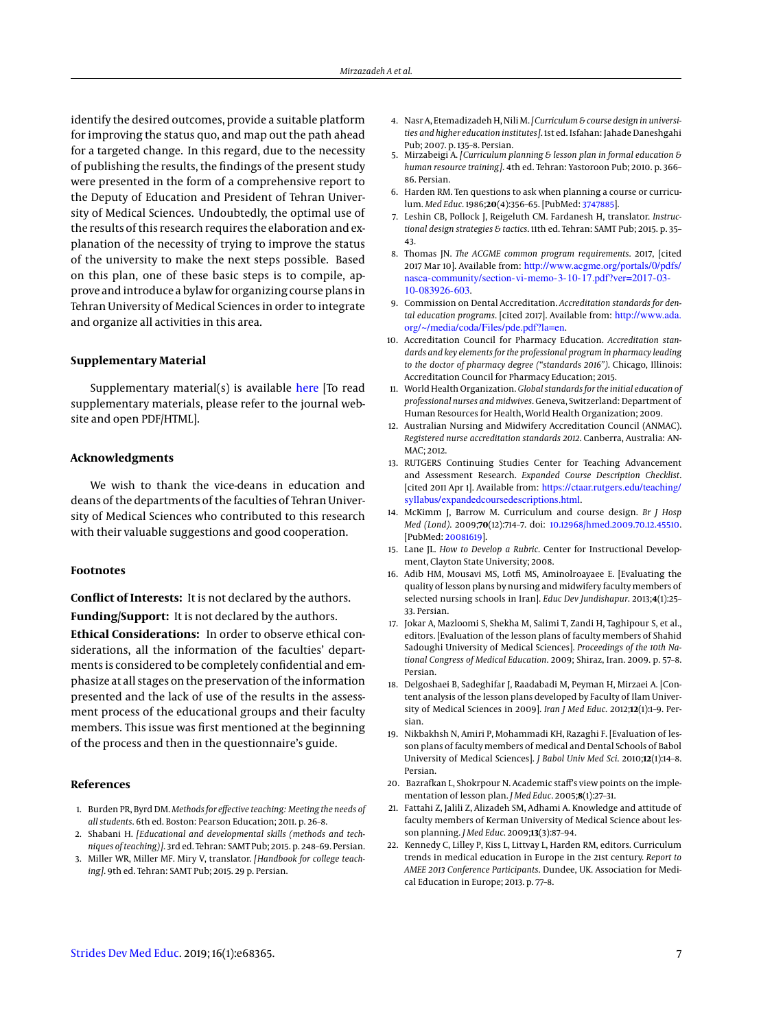identify the desired outcomes, provide a suitable platform for improving the status quo, and map out the path ahead for a targeted change. In this regard, due to the necessity of publishing the results, the findings of the present study were presented in the form of a comprehensive report to the Deputy of Education and President of Tehran University of Medical Sciences. Undoubtedly, the optimal use of the results of this research requires the elaboration and explanation of the necessity of trying to improve the status of the university to make the next steps possible. Based on this plan, one of these basic steps is to compile, approve and introduce a bylaw for organizing course plans in Tehran University of Medical Sciences in order to integrate and organize all activities in this area.

## Supplementary Material

Supplementary material(s) is available here [To read supplementary materials, please refer to the journal website and open PDF/HTML].

## Acknowledgments

We wish to thank the vice-deans in education and deans of the departments of the faculties of Tehran University of Medical Sciences who contributed to this research with their valuable suggestions and good cooperation.

## Footnotes

**Conflict of Interests:** It is not declared by the authors.

**Funding/Support:** It is not declared by the authors.

**Ethical Considerations:** In order to observe ethical considerations, all the information of the faculties' departments is considered to be completely confidential and emphasize at all stages on the preservation of the information presented and the lack of use of the results in the assessment process of the educational groups and their faculty members. This issue was first mentioned at the beginning of the process and then in the questionnaire's guide.

## References

1. Burden PR, Byrd DM. *Methods for effective teaching: Meeting the needs of all students*. 6th ed. Boston: Pearson Education; 2011. p. 26–8.
2. Shabani H. *[Educational and developmental skills (methods and techniques of teaching)]*. 3rd ed. Tehran: SAMT Pub; 2015. p. 248–69. Persian.
3. Miller WR, Miller MF. Miry V, translator. *[Handbook for college teaching]*. 9th ed. Tehran: SAMT Pub; 2015. 29 p. Persian.
4. Nasr A, Etemadizadeh H, Nili M. *[Curriculum & course design in universities and higher education institutes]*. 1st ed. Isfahan: Jahade Daneshgahi Pub; 2007. p. 135–8. Persian.
5. Mirzabeigi A. *[Curriculum planning & lesson plan in formal education & human resource training]*. 4th ed. Tehran: Yastoroon Pub; 2010. p. 366–86. Persian.
6. Harden RM. Ten questions to ask when planning a course or curriculum. *Med Educ*. 1986;**20**(4):356–65. [PubMed: 3747885].
7. Leshin CB, Pollock J, Reigeluth CM. Fardanesh H, translator. *Instructional design strategies & tactics*. 11th ed. Tehran: SAMT Pub; 2015. p. 35–43.
8. Thomas JN. *The ACGME common program requirements*. 2017, [cited 2017 Mar 10]. Available from: http://www.acgme.org/portals/0/pdfs/nasca-community/section-vi-memo-3-10-17.pdf?ver=2017-03-10-083926-603.
9. Commission on Dental Accreditation. *Accreditation standards for dental education programs*. [cited 2017]. Available from: http://www.ada.org/~/media/coda/Files/pde.pdf?la=en.
10. Accreditation Council for Pharmacy Education. *Accreditation standards and key elements for the professional program in pharmacy leading to the doctor of pharmacy degree ("standards 2016")*. Chicago, Illinois: Accreditation Council for Pharmacy Education; 2015.
11. World Health Organization. *Global standards for the initial education of professional nurses and midwives*. Geneva, Switzerland: Department of Human Resources for Health, World Health Organization; 2009.
12. Australian Nursing and Midwifery Accreditation Council (ANMAC). *Registered nurse accreditation standards 2012*. Canberra, Australia: ANMAC; 2012.
13. RUTGERS Continuing Studies Center for Teaching Advancement and Assessment Research. *Expanded Course Description Checklist*. [cited 2011 Apr 1]. Available from: https://ctaar.rutgers.edu/teaching/syllabus/expandedcoursedescriptions.html.
14. McKimm J, Barrow M. Curriculum and course design. *Br J Hosp Med (Lond)*. 2009;**70**(12):714–7. doi: 10.12968/hmed.2009.70.12.45510. [PubMed: 20081619].
15. Lane JL. *How to Develop a Rubric*. Center for Instructional Development, Clayton State University; 2008.
16. Adib HM, Mousavi MS, Lotfi MS, Aminolroayaee E. [Evaluating the quality of lesson plans by nursing and midwifery faculty members of selected nursing schools in Iran]. *Educ Dev Jundishapur*. 2013;**4**(1):25–33. Persian.
17. Jokar A, Mazloomi S, Shekha M, Salimi T, Zandi H, Taghipour S, et al., editors. [Evaluation of the lesson plans of faculty members of Shahid Sadoughi University of Medical Sciences]. *Proceedings of the 10th National Congress of Medical Education*. 2009; Shiraz, Iran. 2009. p. 57–8. Persian.
18. Delgoshaei B, Sadeghifar J, Raadabadi M, Peyman H, Mirzaei A. [Content analysis of the lesson plans developed by Faculty of Ilam University of Medical Sciences in 2009]. *Iran J Med Educ*. 2012;**12**(1):1–9. Persian.
19. Nikbakhsh N, Amiri P, Mohammadi KH, Razaghi F. [Evaluation of lesson plans of faculty members of medical and Dental Schools of Babol University of Medical Sciences]. *J Babol Univ Med Sci*. 2010;**12**(1):14–8. Persian.
20. Bazrafkan L, Shokrpour N. Academic staff's view points on the implementation of lesson plan. *J Med Educ*. 2005;**8**(1):27–31.
21. Fattahi Z, Jalili Z, Alizadeh SM, Adhami A. Knowledge and attitude of faculty members of Kerman University of Medical Science about lesson planning. *J Med Educ*. 2009;**13**(3):87–94.
22. Kennedy C, Lilley P, Kiss L, Littvay L, Harden RM, editors. Curriculum trends in medical education in Europe in the 21st century. *Report to AMEE 2013 Conference Participants*. Dundee, UK. Association for Medical Education in Europe; 2013. p. 77–8.